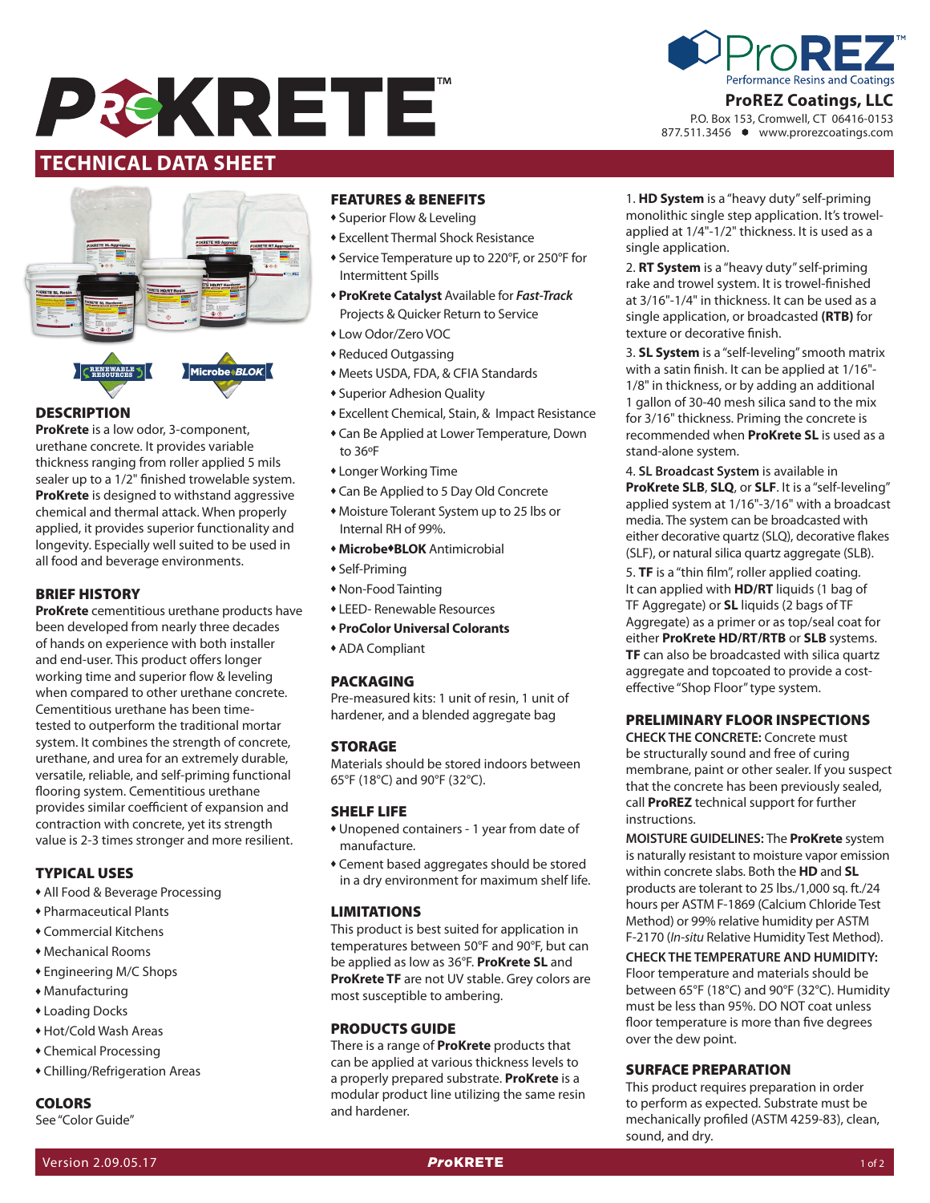# PROKRETE™

**ProREZ Coatings, LLC**
P.O. Box 153, Cromwell, CT 06416-0153
877.511.3456 • www.prorezcoatings.com

## TECHNICAL DATA SHEET

### DESCRIPTION

**ProKrete** is a low odor, 3-component, urethane concrete. It provides variable thickness ranging from roller applied 5 mils sealer up to a 1/2" finished trowelable system. **ProKrete** is designed to withstand aggressive chemical and thermal attack. When properly applied, it provides superior functionality and longevity. Especially well suited to be used in all food and beverage environments.

### BRIEF HISTORY

**ProKrete** cementitious urethane products have been developed from nearly three decades of hands on experience with both installer and end-user. This product offers longer working time and superior flow & leveling when compared to other urethane concrete. Cementitious urethane has been time-tested to outperform the traditional mortar system. It combines the strength of concrete, urethane, and urea for an extremely durable, versatile, reliable, and self-priming functional flooring system. Cementitious urethane provides similar coefficient of expansion and contraction with concrete, yet its strength value is 2-3 times stronger and more resilient.

### TYPICAL USES

- All Food & Beverage Processing
- Pharmaceutical Plants
- Commercial Kitchens
- Mechanical Rooms
- Engineering M/C Shops
- Manufacturing
- Loading Docks
- Hot/Cold Wash Areas
- Chemical Processing
- Chilling/Refrigeration Areas

### COLORS

See "Color Guide"

### FEATURES & BENEFITS

- Superior Flow & Leveling
- Excellent Thermal Shock Resistance
- Service Temperature up to 220°F, or 250°F for Intermittent Spills
- **ProKrete Catalyst** Available for ***Fast-Track*** Projects & Quicker Return to Service
- Low Odor/Zero VOC
- Reduced Outgassing
- Meets USDA, FDA, & CFIA Standards
- Superior Adhesion Quality
- Excellent Chemical, Stain, & Impact Resistance
- Can Be Applied at Lower Temperature, Down to 36ºF
- Longer Working Time
- Can Be Applied to 5 Day Old Concrete
- Moisture Tolerant System up to 25 lbs or Internal RH of 99%.
- **Microbe•BLOK** Antimicrobial
- Self-Priming
- Non-Food Tainting
- LEED- Renewable Resources
- **ProColor Universal Colorants**
- ADA Compliant

### PACKAGING

Pre-measured kits: 1 unit of resin, 1 unit of hardener, and a blended aggregate bag

### STORAGE

Materials should be stored indoors between 65°F (18°C) and 90°F (32°C).

### SHELF LIFE

- Unopened containers - 1 year from date of manufacture.
- Cement based aggregates should be stored in a dry environment for maximum shelf life.

### LIMITATIONS

This product is best suited for application in temperatures between 50°F and 90°F, but can be applied as low as 36°F. **ProKrete SL** and **ProKrete TF** are not UV stable. Grey colors are most susceptible to ambering.

### PRODUCTS GUIDE

There is a range of **ProKrete** products that can be applied at various thickness levels to a properly prepared substrate. **ProKrete** is a modular product line utilizing the same resin and hardener.

1. **HD System** is a "heavy duty" self-priming monolithic single step application. It's trowel-applied at 1/4"-1/2" thickness. It is used as a single application.

2. **RT System** is a "heavy duty" self-priming rake and trowel system. It is trowel-finished at 3/16"-1/4" in thickness. It can be used as a single application, or broadcasted **(RTB)** for texture or decorative finish.

3. **SL System** is a "self-leveling" smooth matrix with a satin finish. It can be applied at 1/16"-1/8" in thickness, or by adding an additional 1 gallon of 30-40 mesh silica sand to the mix for 3/16" thickness. Priming the concrete is recommended when **ProKrete SL** is used as a stand-alone system.

4. **SL Broadcast System** is available in **ProKrete SLB**, **SLQ**, or **SLF**. It is a "self-leveling" applied system at 1/16"-3/16" with a broadcast media. The system can be broadcasted with either decorative quartz (SLQ), decorative flakes (SLF), or natural silica quartz aggregate (SLB).

5. **TF** is a "thin film", roller applied coating. It can applied with **HD/RT** liquids (1 bag of TF Aggregate) or **SL** liquids (2 bags of TF Aggregate) as a primer or as top/seal coat for either **ProKrete HD/RT/RTB** or **SLB** systems. **TF** can also be broadcasted with silica quartz aggregate and topcoated to provide a cost-effective "Shop Floor" type system.

### PRELIMINARY FLOOR INSPECTIONS

**CHECK THE CONCRETE:** Concrete must be structurally sound and free of curing membrane, paint or other sealer. If you suspect that the concrete has been previously sealed, call **ProREZ** technical support for further instructions.

**MOISTURE GUIDELINES:** The **ProKrete** system is naturally resistant to moisture vapor emission within concrete slabs. Both the **HD** and **SL** products are tolerant to 25 lbs./1,000 sq. ft./24 hours per ASTM F-1869 (Calcium Chloride Test Method) or 99% relative humidity per ASTM F-2170 (*In-situ* Relative Humidity Test Method).

**CHECK THE TEMPERATURE AND HUMIDITY:** Floor temperature and materials should be between 65°F (18°C) and 90°F (32°C). Humidity must be less than 95%. DO NOT coat unless floor temperature is more than five degrees over the dew point.

### SURFACE PREPARATION

This product requires preparation in order to perform as expected. Substrate must be mechanically profiled (ASTM 4259-83), clean, sound, and dry.

Version 2.09.05.17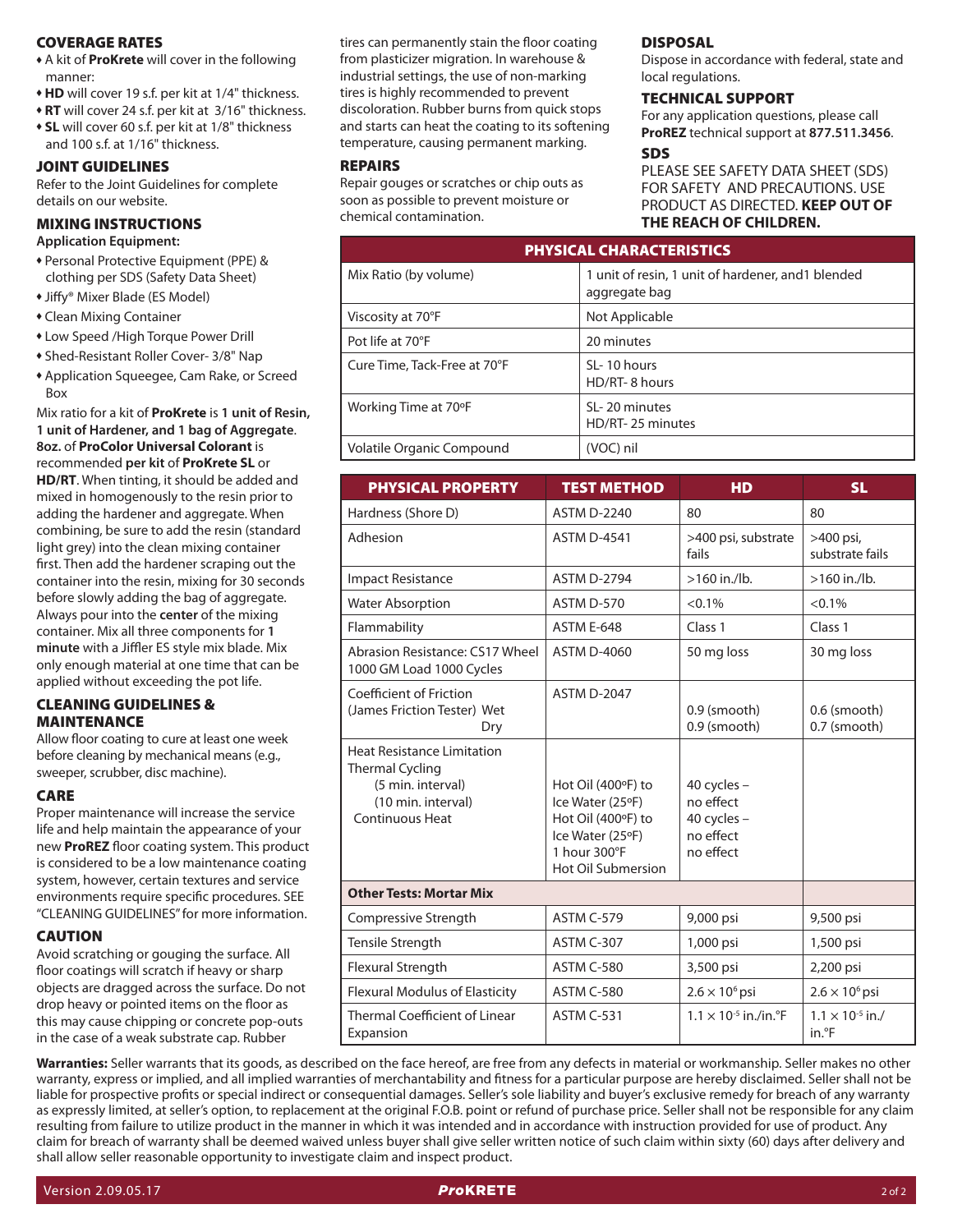## COVERAGE RATES

- A kit of **ProKrete** will cover in the following manner:
- **HD** will cover 19 s.f. per kit at 1/4" thickness.
- **RT** will cover 24 s.f. per kit at 3/16" thickness.
- **SL** will cover 60 s.f. per kit at 1/8" thickness and 100 s.f. at 1/16" thickness.

## JOINT GUIDELINES

Refer to the Joint Guidelines for complete details on our website.

## MIXING INSTRUCTIONS

**Application Equipment:**

- Personal Protective Equipment (PPE) & clothing per SDS (Safety Data Sheet)
- Jiffy® Mixer Blade (ES Model)
- Clean Mixing Container
- Low Speed /High Torque Power Drill
- Shed-Resistant Roller Cover- 3/8" Nap
- Application Squeegee, Cam Rake, or Screed Box

Mix ratio for a kit of **ProKrete** is **1 unit of Resin, 1 unit of Hardener, and 1 bag of Aggregate**. **8oz.** of **ProColor Universal Colorant** is recommended **per kit** of **ProKrete SL** or **HD/RT**. When tinting, it should be added and mixed in homogenously to the resin prior to adding the hardener and aggregate. When combining, be sure to add the resin (standard light grey) into the clean mixing container first. Then add the hardener scraping out the container into the resin, mixing for 30 seconds before slowly adding the bag of aggregate. Always pour into the **center** of the mixing container. Mix all three components for **1 minute** with a Jiffler ES style mix blade. Mix only enough material at one time that can be applied without exceeding the pot life.

## CLEANING GUIDELINES & MAINTENANCE

Allow floor coating to cure at least one week before cleaning by mechanical means (e.g., sweeper, scrubber, disc machine).

## CARE

Proper maintenance will increase the service life and help maintain the appearance of your new **ProREZ** floor coating system. This product is considered to be a low maintenance coating system, however, certain textures and service environments require specific procedures. SEE "CLEANING GUIDELINES" for more information.

## CAUTION

Avoid scratching or gouging the surface. All floor coatings will scratch if heavy or sharp objects are dragged across the surface. Do not drop heavy or pointed items on the floor as this may cause chipping or concrete pop-outs in the case of a weak substrate cap. Rubber tires can permanently stain the floor coating from plasticizer migration. In warehouse & industrial settings, the use of non-marking tires is highly recommended to prevent discoloration. Rubber burns from quick stops and starts can heat the coating to its softening temperature, causing permanent marking.

## REPAIRS

Repair gouges or scratches or chip outs as soon as possible to prevent moisture or chemical contamination.

## DISPOSAL

Dispose in accordance with federal, state and local regulations.

## TECHNICAL SUPPORT

For any application questions, please call **ProREZ** technical support at **877.511.3456**.

## SDS

PLEASE SEE SAFETY DATA SHEET (SDS) FOR SAFETY AND PRECAUTIONS. USE PRODUCT AS DIRECTED. **KEEP OUT OF THE REACH OF CHILDREN.**

| PHYSICAL CHARACTERISTICS | |
|---|---|
| Mix Ratio (by volume) | 1 unit of resin, 1 unit of hardener, and1 blended aggregate bag |
| Viscosity at 70°F | Not Applicable |
| Pot life at 70°F | 20 minutes |
| Cure Time, Tack-Free at 70°F | SL- 10 hours<br>HD/RT- 8 hours |
| Working Time at 70ºF | SL- 20 minutes<br>HD/RT- 25 minutes |
| Volatile Organic Compound | (VOC) nil |

| PHYSICAL PROPERTY | TEST METHOD | HD | SL |
|---|---|---|---|
| Hardness (Shore D) | ASTM D-2240 | 80 | 80 |
| Adhesion | ASTM D-4541 | >400 psi, substrate fails | >400 psi, substrate fails |
| Impact Resistance | ASTM D-2794 | >160 in./lb. | >160 in./lb. |
| Water Absorption | ASTM D-570 | <0.1% | <0.1% |
| Flammability | ASTM E-648 | Class 1 | Class 1 |
| Abrasion Resistance: CS17 Wheel 1000 GM Load 1000 Cycles | ASTM D-4060 | 50 mg loss | 30 mg loss |
| Coefficient of Friction (James Friction Tester) Wet<br>Dry | ASTM D-2047 | 0.9 (smooth)<br>0.9 (smooth) | 0.6 (smooth)<br>0.7 (smooth) |
| Heat Resistance Limitation<br>Thermal Cycling<br>(5 min. interval)<br>(10 min. interval)<br>Continuous Heat | Hot Oil (400ºF) to Ice Water (25ºF)<br>Hot Oil (400ºF) to Ice Water (25ºF)<br>1 hour 300°F Hot Oil Submersion | 40 cycles – no effect<br>40 cycles – no effect<br>no effect | |
| **Other Tests: Mortar Mix** | | | |
| Compressive Strength | ASTM C-579 | 9,000 psi | 9,500 psi |
| Tensile Strength | ASTM C-307 | 1,000 psi | 1,500 psi |
| Flexural Strength | ASTM C-580 | 3,500 psi | 2,200 psi |
| Flexural Modulus of Elasticity | ASTM C-580 | $2.6 \times 10^6$ psi | $2.6 \times 10^6$ psi |
| Thermal Coefficient of Linear Expansion | ASTM C-531 | $1.1 \times 10^{-5}$ in./in.°F | $1.1 \times 10^{-5}$ in./in.°F |

**Warranties:** Seller warrants that its goods, as described on the face hereof, are free from any defects in material or workmanship. Seller makes no other warranty, express or implied, and all implied warranties of merchantability and fitness for a particular purpose are hereby disclaimed. Seller shall not be liable for prospective profits or special indirect or consequential damages. Seller's sole liability and buyer's exclusive remedy for breach of any warranty as expressly limited, at seller's option, to replacement at the original F.O.B. point or refund of purchase price. Seller shall not be responsible for any claim resulting from failure to utilize product in the manner in which it was intended and in accordance with instruction provided for use of product. Any claim for breach of warranty shall be deemed waived unless buyer shall give seller written notice of such claim within sixty (60) days after delivery and shall allow seller reasonable opportunity to investigate claim and inspect product.

Version 2.09.05.17